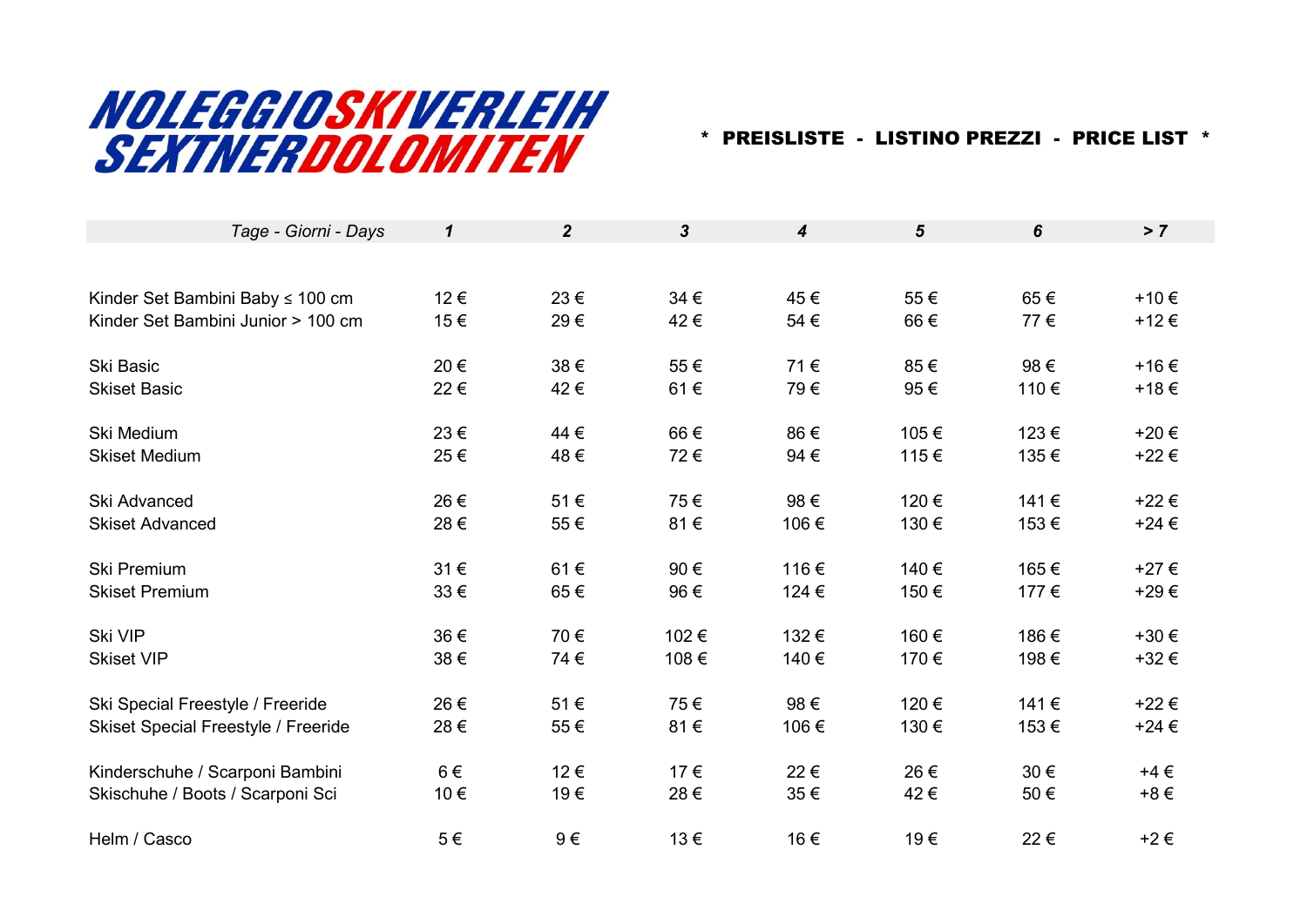# NOLEGGIOSKIVERLEIH SEXTNERDOLOMITEN

**\* PREISLISTE - LISTINO PREZZI - PRICE LIST \***

| *Tage - Giorni - Days* | *1* | *2* | *3* | *4* | *5* | *6* | *> 7* |
|---|---|---|---|---|---|---|---|
| Kinder Set Bambini Baby ≤ 100 cm | 12 € | 23 € | 34 € | 45 € | 55 € | 65 € | +10 € |
| Kinder Set Bambini Junior > 100 cm | 15 € | 29 € | 42 € | 54 € | 66 € | 77 € | +12 € |
| Ski Basic | 20 € | 38 € | 55 € | 71 € | 85 € | 98 € | +16 € |
| Skiset Basic | 22 € | 42 € | 61 € | 79 € | 95 € | 110 € | +18 € |
| Ski Medium | 23 € | 44 € | 66 € | 86 € | 105 € | 123 € | +20 € |
| Skiset Medium | 25 € | 48 € | 72 € | 94 € | 115 € | 135 € | +22 € |
| Ski Advanced | 26 € | 51 € | 75 € | 98 € | 120 € | 141 € | +22 € |
| Skiset Advanced | 28 € | 55 € | 81 € | 106 € | 130 € | 153 € | +24 € |
| Ski Premium | 31 € | 61 € | 90 € | 116 € | 140 € | 165 € | +27 € |
| Skiset Premium | 33 € | 65 € | 96 € | 124 € | 150 € | 177 € | +29 € |
| Ski VIP | 36 € | 70 € | 102 € | 132 € | 160 € | 186 € | +30 € |
| Skiset VIP | 38 € | 74 € | 108 € | 140 € | 170 € | 198 € | +32 € |
| Ski Special Freestyle / Freeride | 26 € | 51 € | 75 € | 98 € | 120 € | 141 € | +22 € |
| Skiset Special Freestyle / Freeride | 28 € | 55 € | 81 € | 106 € | 130 € | 153 € | +24 € |
| Kinderschuhe / Scarponi Bambini | 6 € | 12 € | 17 € | 22 € | 26 € | 30 € | +4 € |
| Skischuhe / Boots / Scarponi Sci | 10 € | 19 € | 28 € | 35 € | 42 € | 50 € | +8 € |
| Helm / Casco | 5 € | 9 € | 13 € | 16 € | 19 € | 22 € | +2 € |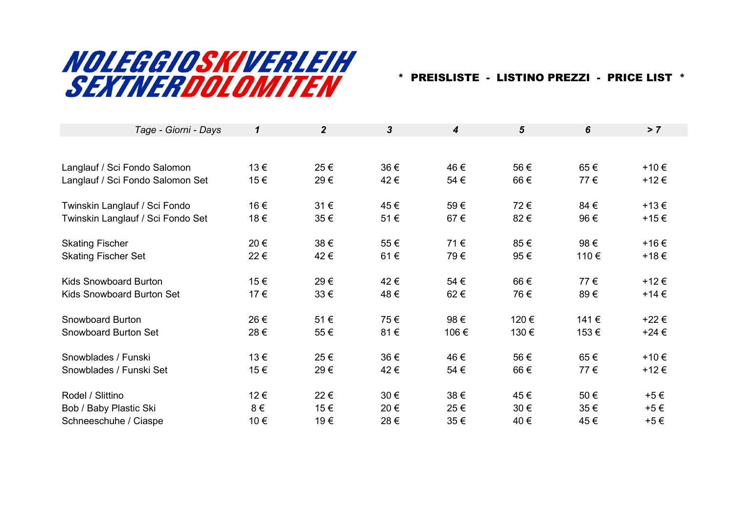# NOLEGGIOSKIVERLEIH SEXTNERDOLOMITEN

**\* PREISLISTE - LISTINO PREZZI - PRICE LIST \***

| *Tage - Giorni - Days* | ***1*** | ***2*** | ***3*** | ***4*** | ***5*** | ***6*** | ***> 7*** |
|---|---|---|---|---|---|---|---|
| Langlauf / Sci Fondo Salomon | 13 € | 25 € | 36 € | 46 € | 56 € | 65 € | +10 € |
| Langlauf / Sci Fondo Salomon Set | 15 € | 29 € | 42 € | 54 € | 66 € | 77 € | +12 € |
| Twinskin Langlauf / Sci Fondo | 16 € | 31 € | 45 € | 59 € | 72 € | 84 € | +13 € |
| Twinskin Langlauf / Sci Fondo Set | 18 € | 35 € | 51 € | 67 € | 82 € | 96 € | +15 € |
| Skating Fischer | 20 € | 38 € | 55 € | 71 € | 85 € | 98 € | +16 € |
| Skating Fischer Set | 22 € | 42 € | 61 € | 79 € | 95 € | 110 € | +18 € |
| Kids Snowboard Burton | 15 € | 29 € | 42 € | 54 € | 66 € | 77 € | +12 € |
| Kids Snowboard Burton Set | 17 € | 33 € | 48 € | 62 € | 76 € | 89 € | +14 € |
| Snowboard Burton | 26 € | 51 € | 75 € | 98 € | 120 € | 141 € | +22 € |
| Snowboard Burton Set | 28 € | 55 € | 81 € | 106 € | 130 € | 153 € | +24 € |
| Snowblades / Funski | 13 € | 25 € | 36 € | 46 € | 56 € | 65 € | +10 € |
| Snowblades / Funski Set | 15 € | 29 € | 42 € | 54 € | 66 € | 77 € | +12 € |
| Rodel / Slittino | 12 € | 22 € | 30 € | 38 € | 45 € | 50 € | +5 € |
| Bob / Baby Plastic Ski | 8 € | 15 € | 20 € | 25 € | 30 € | 35 € | +5 € |
| Schneeschuhe / Ciaspe | 10 € | 19 € | 28 € | 35 € | 40 € | 45 € | +5 € |